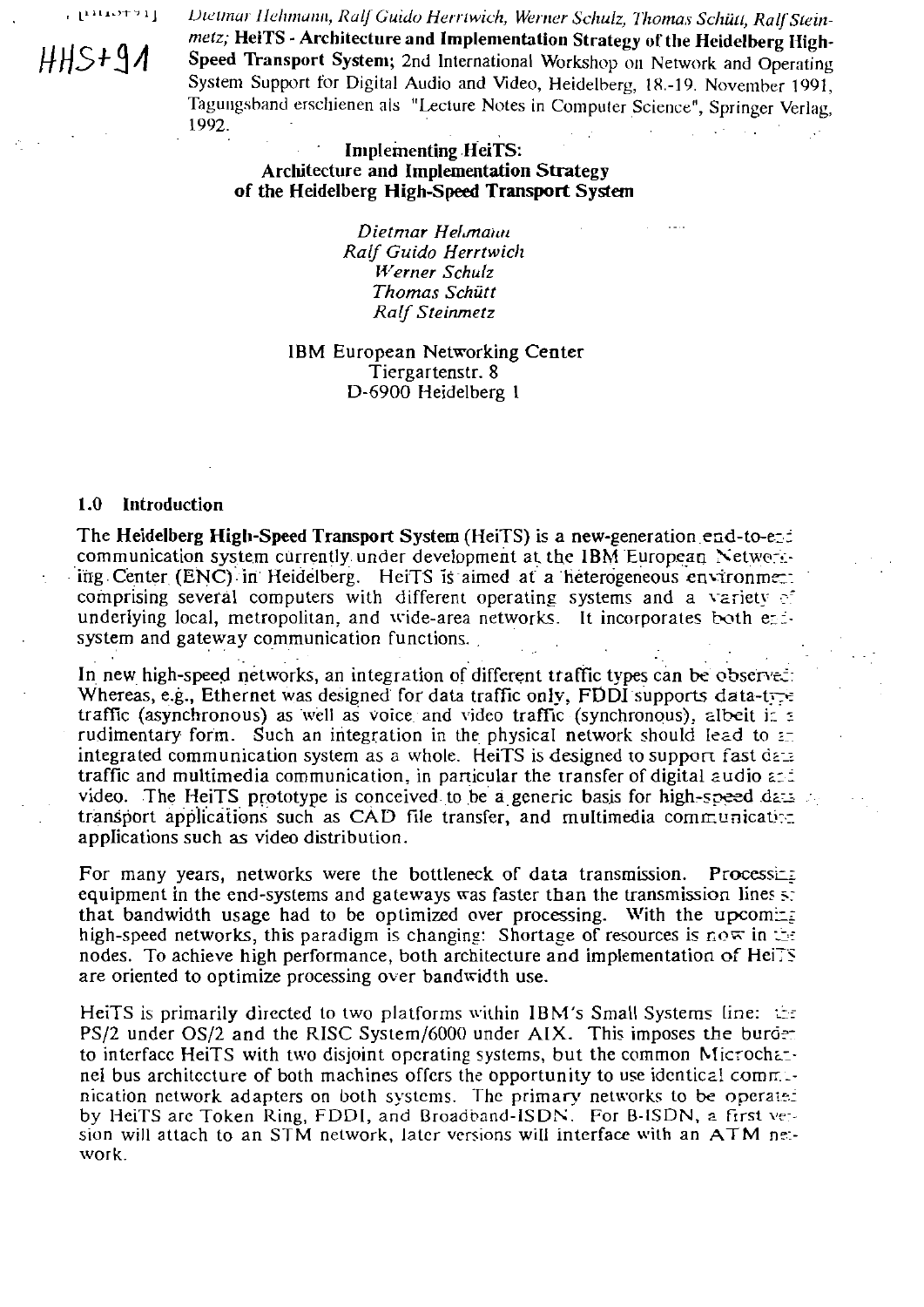HHS+91

Dietmar Hehmann, Ralf Guido Herrtwich, Werner Schulz, Thomas Schütt, Ralf Steinmetz; **HeiTS - Architecture and Implementation Strategy of the Heidelberg High-Speed Transport System**; 2nd International Workshop on Network and Operating System Support for Digital Audio and Video, Heidelberg, 18.-19. November 1991, Tagungsband erschienen als "Lecture Notes in Computer Science", Springer Verlag, 1992.

# Implementing HeiTS: Architecture and Implementation Strategy of the Heidelberg High-Speed Transport System

*Dietmar Hehmann*
*Ralf Guido Herrtwich*
*Werner Schulz*
*Thomas Schütt*
*Ralf Steinmetz*

IBM European Networking Center
Tiergartenstr. 8
D-6900 Heidelberg 1

## 1.0 Introduction

The **Heidelberg High-Speed Transport System** (HeiTS) is a new-generation end-to-end communication system currently under development at the IBM European Networking Center (ENC) in Heidelberg. HeiTS is aimed at a heterogeneous environment comprising several computers with different operating systems and a variety of underlying local, metropolitan, and wide-area networks. It incorporates both end-system and gateway communication functions.

In new high-speed networks, an integration of different traffic types can be observed: Whereas, e.g., Ethernet was designed for data traffic only, FDDI supports data-type traffic (asynchronous) as well as voice and video traffic (synchronous), albeit in a rudimentary form. Such an integration in the physical network should lead to an integrated communication system as a whole. HeiTS is designed to support fast data traffic and multimedia communication, in particular the transfer of digital audio and video. The HeiTS prototype is conceived to be a generic basis for high-speed data transport applications such as CAD file transfer, and multimedia communication applications such as video distribution.

For many years, networks were the bottleneck of data transmission. Processing equipment in the end-systems and gateways was faster than the transmission lines so that bandwidth usage had to be optimized over processing. With the upcoming high-speed networks, this paradigm is changing: Shortage of resources is now in the nodes. To achieve high performance, both architecture and implementation of HeiTS are oriented to optimize processing over bandwidth use.

HeiTS is primarily directed to two platforms within IBM's Small Systems line: the PS/2 under OS/2 and the RISC System/6000 under AIX. This imposes the burden to interface HeiTS with two disjoint operating systems, but the common Microchannel bus architecture of both machines offers the opportunity to use identical communication network adapters on both systems. The primary networks to be operated by HeiTS are Token Ring, FDDI, and Broadband-ISDN. For B-ISDN, a first version will attach to an STM network, later versions will interface with an ATM network.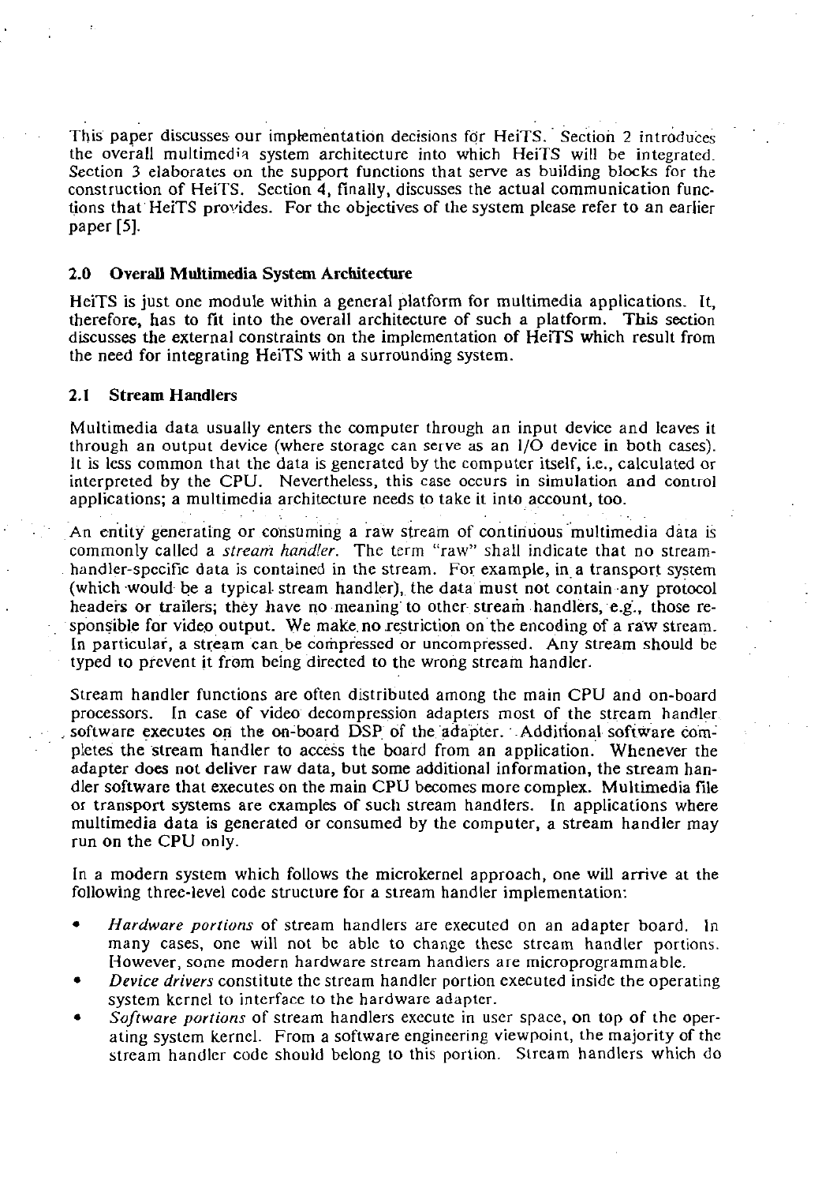This paper discusses our implementation decisions for HeiTS. Section 2 introduces the overall multimedia system architecture into which HeiTS will be integrated. Section 3 elaborates on the support functions that serve as building blocks for the construction of HeiTS. Section 4, finally, discusses the actual communication functions that HeiTS provides. For the objectives of the system please refer to an earlier paper [5].

## 2.0 Overall Multimedia System Architecture

HeiTS is just one module within a general platform for multimedia applications. It, therefore, has to fit into the overall architecture of such a platform. This section discusses the external constraints on the implementation of HeiTS which result from the need for integrating HeiTS with a surrounding system.

### 2.1 Stream Handlers

Multimedia data usually enters the computer through an input device and leaves it through an output device (where storage can serve as an I/O device in both cases). It is less common that the data is generated by the computer itself, i.e., calculated or interpreted by the CPU. Nevertheless, this case occurs in simulation and control applications; a multimedia architecture needs to take it into account, too.

An entity generating or consuming a raw stream of continuous multimedia data is commonly called a *stream handler*. The term "raw" shall indicate that no stream-handler-specific data is contained in the stream. For example, in a transport system (which would be a typical stream handler), the data must not contain any protocol headers or trailers; they have no meaning to other stream handlers, e.g., those responsible for video output. We make no restriction on the encoding of a raw stream. In particular, a stream can be compressed or uncompressed. Any stream should be typed to prevent it from being directed to the wrong stream handler.

Stream handler functions are often distributed among the main CPU and on-board processors. In case of video decompression adapters most of the stream handler software executes on the on-board DSP of the adapter. Additional software completes the stream handler to access the board from an application. Whenever the adapter does not deliver raw data, but some additional information, the stream handler software that executes on the main CPU becomes more complex. Multimedia file or transport systems are examples of such stream handlers. In applications where multimedia data is generated or consumed by the computer, a stream handler may run on the CPU only.

In a modern system which follows the microkernel approach, one will arrive at the following three-level code structure for a stream handler implementation:

- *Hardware portions* of stream handlers are executed on an adapter board. In many cases, one will not be able to change these stream handler portions. However, some modern hardware stream handlers are microprogrammable.
- *Device drivers* constitute the stream handler portion executed inside the operating system kernel to interface to the hardware adapter.
- *Software portions* of stream handlers execute in user space, on top of the operating system kernel. From a software engineering viewpoint, the majority of the stream handler code should belong to this portion. Stream handlers which do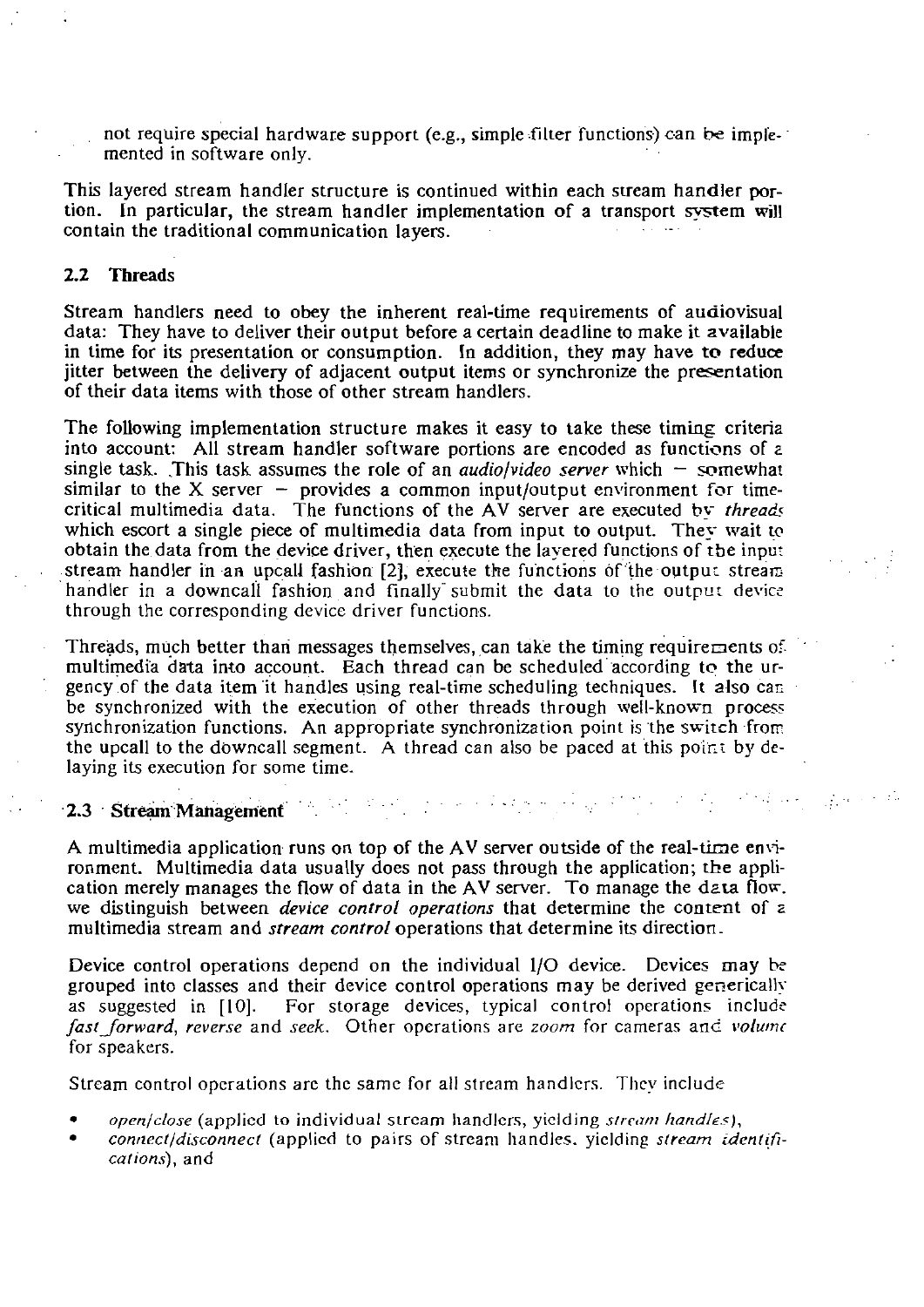not require special hardware support (e.g., simple filter functions) can be implemented in software only.

This layered stream handler structure is continued within each stream handler portion. In particular, the stream handler implementation of a transport system will contain the traditional communication layers.

## 2.2 Threads

Stream handlers need to obey the inherent real-time requirements of audiovisual data: They have to deliver their output before a certain deadline to make it available in time for its presentation or consumption. In addition, they may have to reduce jitter between the delivery of adjacent output items or synchronize the presentation of their data items with those of other stream handlers.

The following implementation structure makes it easy to take these timing criteria into account: All stream handler software portions are encoded as functions of a single task. This task assumes the role of an *audio/video server* which – somewhat similar to the X server – provides a common input/output environment for time-critical multimedia data. The functions of the AV server are executed by *threads* which escort a single piece of multimedia data from input to output. They wait to obtain the data from the device driver, then execute the layered functions of the input stream handler in an upcall fashion [2], execute the functions of the output stream handler in a downcall fashion and finally submit the data to the output device through the corresponding device driver functions.

Threads, much better than messages themselves, can take the timing requirements of multimedia data into account. Each thread can be scheduled according to the urgency of the data item it handles using real-time scheduling techniques. It also can be synchronized with the execution of other threads through well-known process synchronization functions. An appropriate synchronization point is the switch from the upcall to the downcall segment. A thread can also be paced at this point by delaying its execution for some time.

## 2.3 Stream Management

A multimedia application runs on top of the AV server outside of the real-time environment. Multimedia data usually does not pass through the application; the application merely manages the flow of data in the AV server. To manage the data flow, we distinguish between *device control operations* that determine the content of a multimedia stream and *stream control* operations that determine its direction.

Device control operations depend on the individual I/O device. Devices may be grouped into classes and their device control operations may be derived generically as suggested in [10]. For storage devices, typical control operations include *fast_forward*, *reverse* and *seek*. Other operations are *zoom* for cameras and *volume* for speakers.

Stream control operations are the same for all stream handlers. They include

- *open/close* (applied to individual stream handlers, yielding *stream handles*),
- *connect/disconnect* (applied to pairs of stream handles, yielding *stream identifications*), and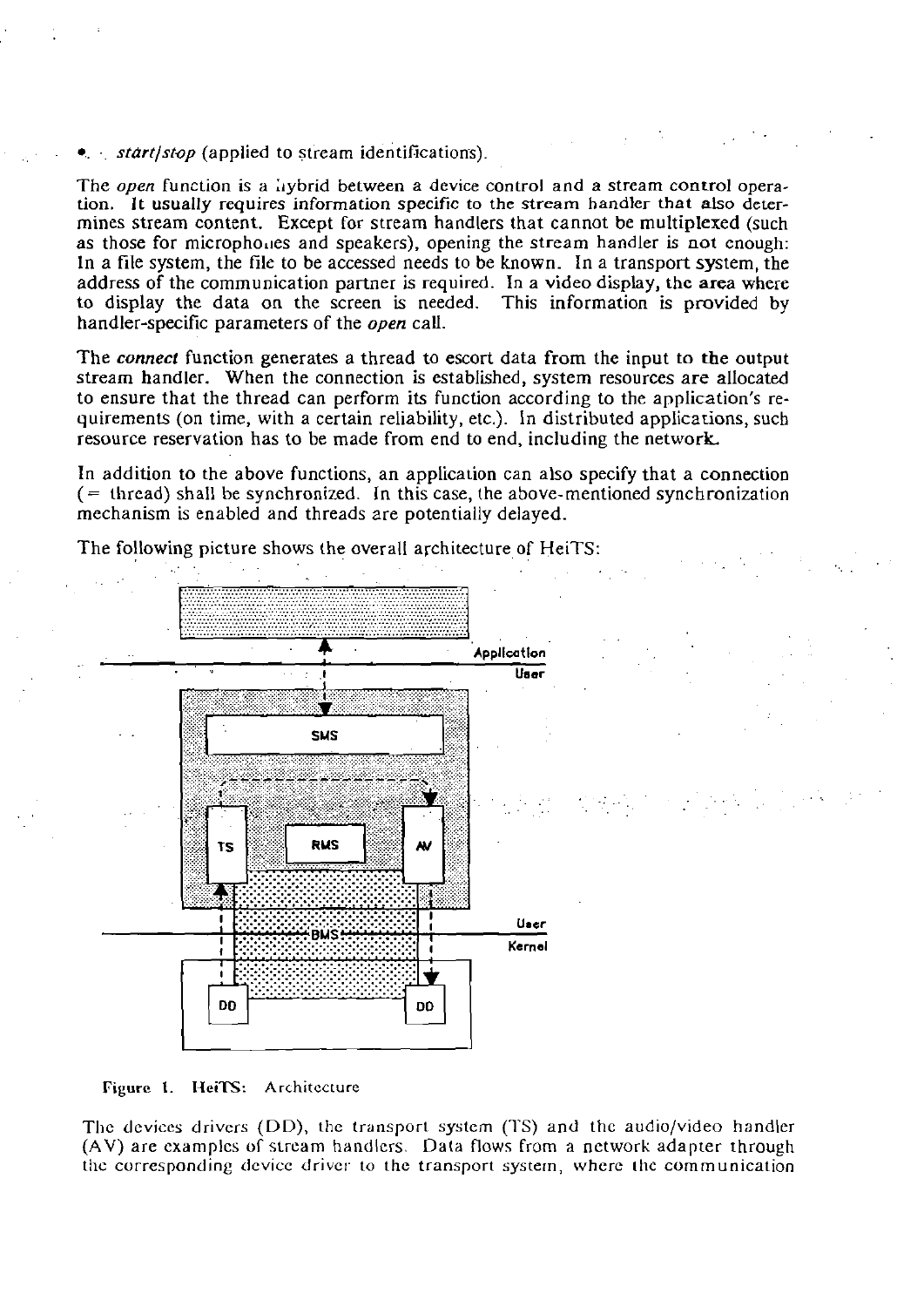- *start/stop* (applied to stream identifications).

The *open* function is a hybrid between a device control and a stream control operation. It usually requires information specific to the stream handler that also determines stream content. Except for stream handlers that cannot be multiplexed (such as those for microphones and speakers), opening the stream handler is not enough: In a file system, the file to be accessed needs to be known. In a transport system, the address of the communication partner is required. In a video display, the area where to display the data on the screen is needed. This information is provided by handler-specific parameters of the *open* call.

The *connect* function generates a thread to escort data from the input to the output stream handler. When the connection is established, system resources are allocated to ensure that the thread can perform its function according to the application's requirements (on time, with a certain reliability, etc.). In distributed applications, such resource reservation has to be made from end to end, including the network.

In addition to the above functions, an application can also specify that a connection (= thread) shall be synchronized. In this case, the above-mentioned synchronization mechanism is enabled and threads are potentially delayed.

The following picture shows the overall architecture of HeiTS:

Figure 1. HeiTS: Architecture

The devices drivers (DD), the transport system (TS) and the audio/video handler (AV) are examples of stream handlers. Data flows from a network adapter through the corresponding device driver to the transport system, where the communication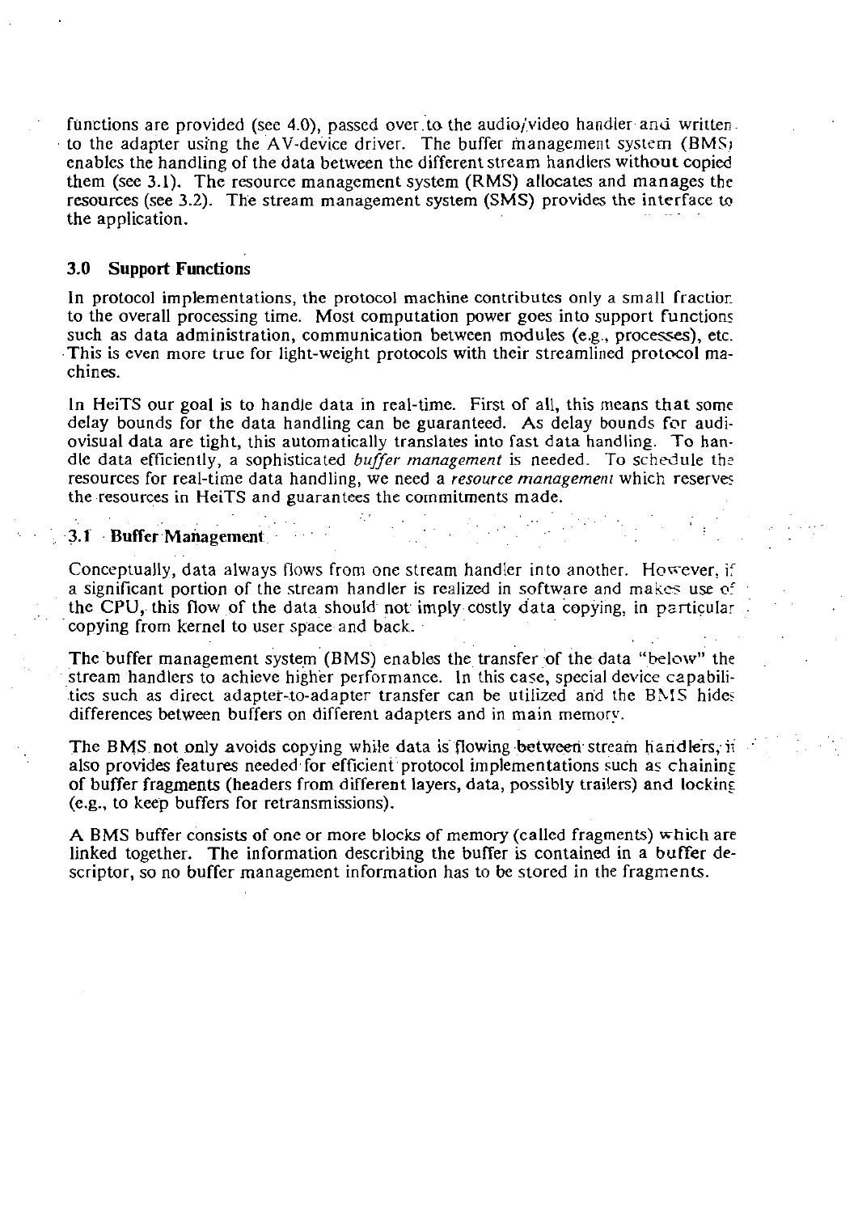functions are provided (see 4.0), passed over to the audio/video handler and written to the adapter using the AV-device driver. The buffer management system (BMS) enables the handling of the data between the different stream handlers without copied them (see 3.1). The resource management system (RMS) allocates and manages the resources (see 3.2). The stream management system (SMS) provides the interface to the application.

## 3.0 Support Functions

In protocol implementations, the protocol machine contributes only a small fraction to the overall processing time. Most computation power goes into support functions such as data administration, communication between modules (e.g., processes), etc. This is even more true for light-weight protocols with their streamlined protocol machines.

In HeiTS our goal is to handle data in real-time. First of all, this means that some delay bounds for the data handling can be guaranteed. As delay bounds for audiovisual data are tight, this automatically translates into fast data handling. To handle data efficiently, a sophisticated *buffer management* is needed. To schedule the resources for real-time data handling, we need a *resource management* which reserves the resources in HeiTS and guarantees the commitments made.

### 3.1 Buffer Management

Conceptually, data always flows from one stream handler into another. However, if a significant portion of the stream handler is realized in software and makes use of the CPU, this flow of the data should not imply costly data copying, in particular copying from kernel to user space and back.

The buffer management system (BMS) enables the transfer of the data "below" the stream handlers to achieve higher performance. In this case, special device capabilities such as direct adapter-to-adapter transfer can be utilized and the BMS hides differences between buffers on different adapters and in main memory.

The BMS not only avoids copying while data is flowing between stream handlers, it also provides features needed for efficient protocol implementations such as chaining of buffer fragments (headers from different layers, data, possibly trailers) and locking (e.g., to keep buffers for retransmissions).

A BMS buffer consists of one or more blocks of memory (called fragments) which are linked together. The information describing the buffer is contained in a buffer descriptor, so no buffer management information has to be stored in the fragments.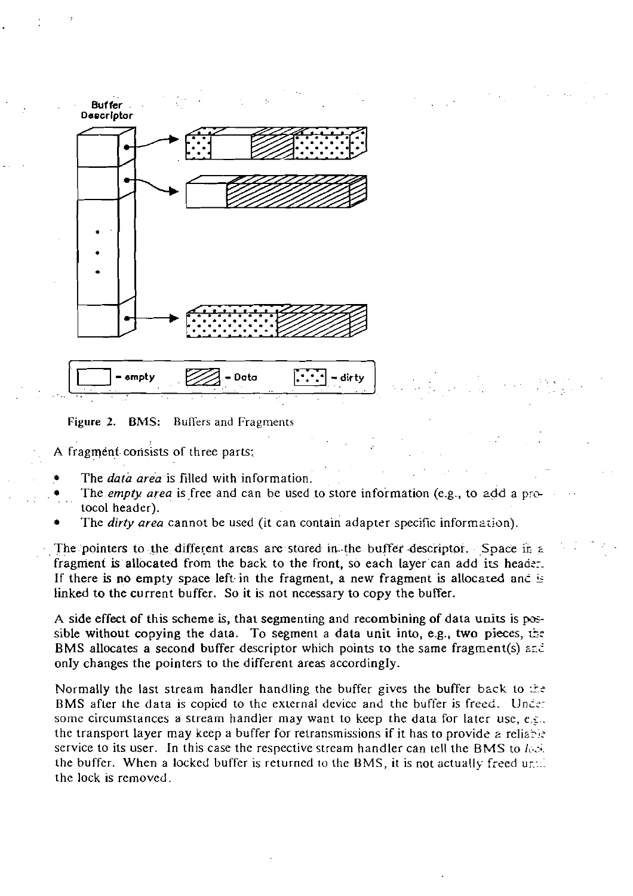Buffer Descriptor

- empty
- Data
- dirty

Figure 2. BMS: Buffers and Fragments

A fragment consists of three parts:

- The *data area* is filled with information.
- The *empty area* is free and can be used to store information (e.g., to add a protocol header).
- The *dirty area* cannot be used (it can contain adapter specific information).

The pointers to the different areas are stored in the buffer descriptor. Space in a fragment is allocated from the back to the front, so each layer can add its header. If there is no empty space left in the fragment, a new fragment is allocated and is linked to the current buffer. So it is not necessary to copy the buffer.

A side effect of this scheme is, that segmenting and recombining of data units is possible without copying the data. To segment a data unit into, e.g., two pieces, the BMS allocates a second buffer descriptor which points to the same fragment(s) and only changes the pointers to the different areas accordingly.

Normally the last stream handler handling the buffer gives the buffer back to the BMS after the data is copied to the external device and the buffer is freed. Under some circumstances a stream handler may want to keep the data for later use, e.g., the transport layer may keep a buffer for retransmissions if it has to provide a reliable service to its user. In this case the respective stream handler can tell the BMS to *lock* the buffer. When a locked buffer is returned to the BMS, it is not actually freed until the lock is removed.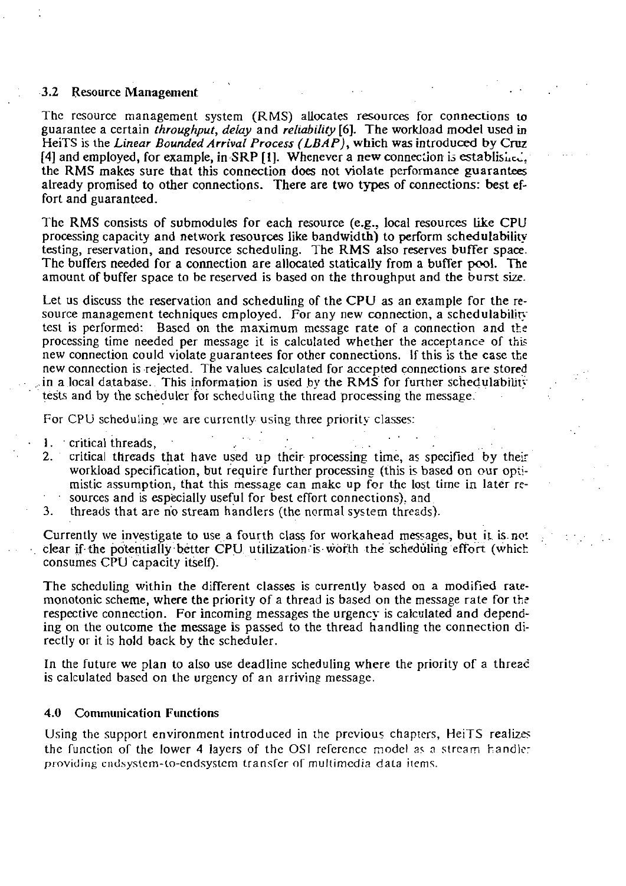## 3.2 Resource Management

The resource management system (RMS) allocates resources for connections to guarantee a certain *throughput*, *delay* and *reliability* [6]. The workload model used in HeiTS is the *Linear Bounded Arrival Process (LBAP)*, which was introduced by Cruz [4] and employed, for example, in SRP [1]. Whenever a new connection is established, the RMS makes sure that this connection does not violate performance guarantees already promised to other connections. There are two types of connections: best effort and guaranteed.

The RMS consists of submodules for each resource (e.g., local resources like CPU processing capacity and network resources like bandwidth) to perform schedulability testing, reservation, and resource scheduling. The RMS also reserves buffer space. The buffers needed for a connection are allocated statically from a buffer pool. The amount of buffer space to be reserved is based on the throughput and the burst size.

Let us discuss the reservation and scheduling of the CPU as an example for the resource management techniques employed. For any new connection, a schedulability test is performed: Based on the maximum message rate of a connection and the processing time needed per message it is calculated whether the acceptance of this new connection could violate guarantees for other connections. If this is the case the new connection is rejected. The values calculated for accepted connections are stored in a local database. This information is used by the RMS for further schedulability tests and by the scheduler for scheduling the thread processing the message.

For CPU scheduling we are currently using three priority classes:

1. critical threads,
2. critical threads that have used up their processing time, as specified by their workload specification, but require further processing (this is based on our optimistic assumption, that this message can make up for the lost time in later resources and is especially useful for best effort connections), and
3. threads that are no stream handlers (the normal system threads).

Currently we investigate to use a fourth class for workahead messages, but it is not clear if the potentially better CPU utilization is worth the scheduling effort (which consumes CPU capacity itself).

The scheduling within the different classes is currently based on a modified rate-monotonic scheme, where the priority of a thread is based on the message rate for the respective connection. For incoming messages the urgency is calculated and depending on the outcome the message is passed to the thread handling the connection directly or it is hold back by the scheduler.

In the future we plan to also use deadline scheduling where the priority of a thread is calculated based on the urgency of an arriving message.

# 4.0 Communication Functions

Using the support environment introduced in the previous chapters, HeiTS realizes the function of the lower 4 layers of the OSI reference model as a stream handler providing endsystem-to-endsystem transfer of multimedia data items.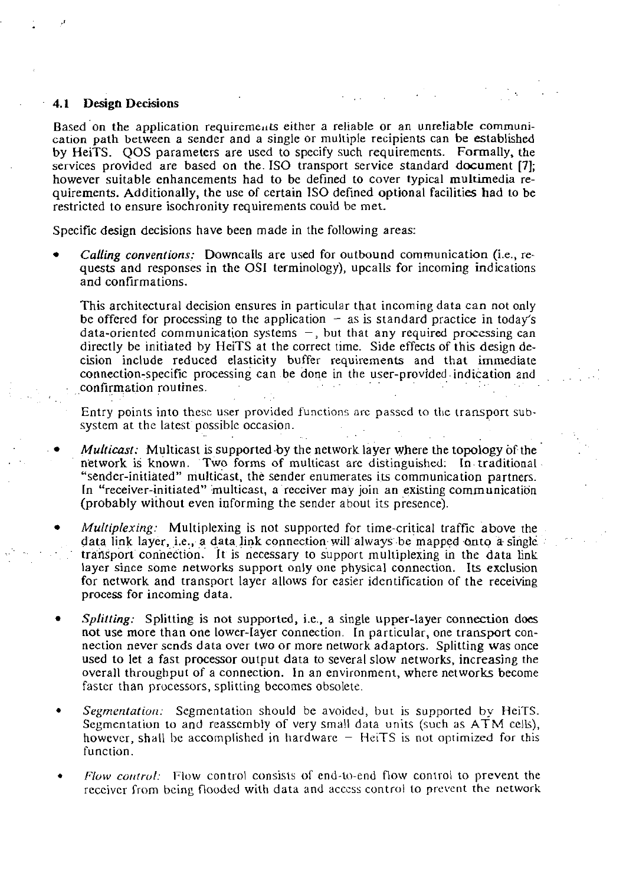### 4.1 Design Decisions

Based on the application requirements either a reliable or an unreliable communication path between a sender and a single or multiple recipients can be established by HeiTS. QOS parameters are used to specify such requirements. Formally, the services provided are based on the ISO transport service standard document [7]; however suitable enhancements had to be defined to cover typical multimedia requirements. Additionally, the use of certain ISO defined optional facilities had to be restricted to ensure isochronity requirements could be met.

Specific design decisions have been made in the following areas:

- *Calling conventions:* Downcalls are used for outbound communication (i.e., requests and responses in the OSI terminology), upcalls for incoming indications and confirmations.

  This architectural decision ensures in particular that incoming data can not only be offered for processing to the application – as is standard practice in today's data-oriented communication systems –, but that any required processing can directly be initiated by HeiTS at the correct time. Side effects of this design decision include reduced elasticity buffer requirements and that immediate connection-specific processing can be done in the user-provided indication and confirmation routines.

  Entry points into these user provided functions are passed to the transport subsystem at the latest possible occasion.

- *Multicast:* Multicast is supported by the network layer where the topology of the network is known. Two forms of multicast are distinguished: In traditional "sender-initiated" multicast, the sender enumerates its communication partners. In "receiver-initiated" multicast, a receiver may join an existing communication (probably without even informing the sender about its presence).

- *Multiplexing:* Multiplexing is not supported for time-critical traffic above the data link layer, i.e., a data link connection will always be mapped onto a single transport connection. It is necessary to support multiplexing in the data link layer since some networks support only one physical connection. Its exclusion for network and transport layer allows for easier identification of the receiving process for incoming data.

- *Splitting:* Splitting is not supported, i.e., a single upper-layer connection does not use more than one lower-layer connection. In particular, one transport connection never sends data over two or more network adaptors. Splitting was once used to let a fast processor output data to several slow networks, increasing the overall throughput of a connection. In an environment, where networks become faster than processors, splitting becomes obsolete.

- *Segmentation:* Segmentation should be avoided, but is supported by HeiTS. Segmentation to and reassembly of very small data units (such as ATM cells), however, shall be accomplished in hardware – HeiTS is not optimized for this function.

- *Flow control:* Flow control consists of end-to-end flow control to prevent the receiver from being flooded with data and access control to prevent the network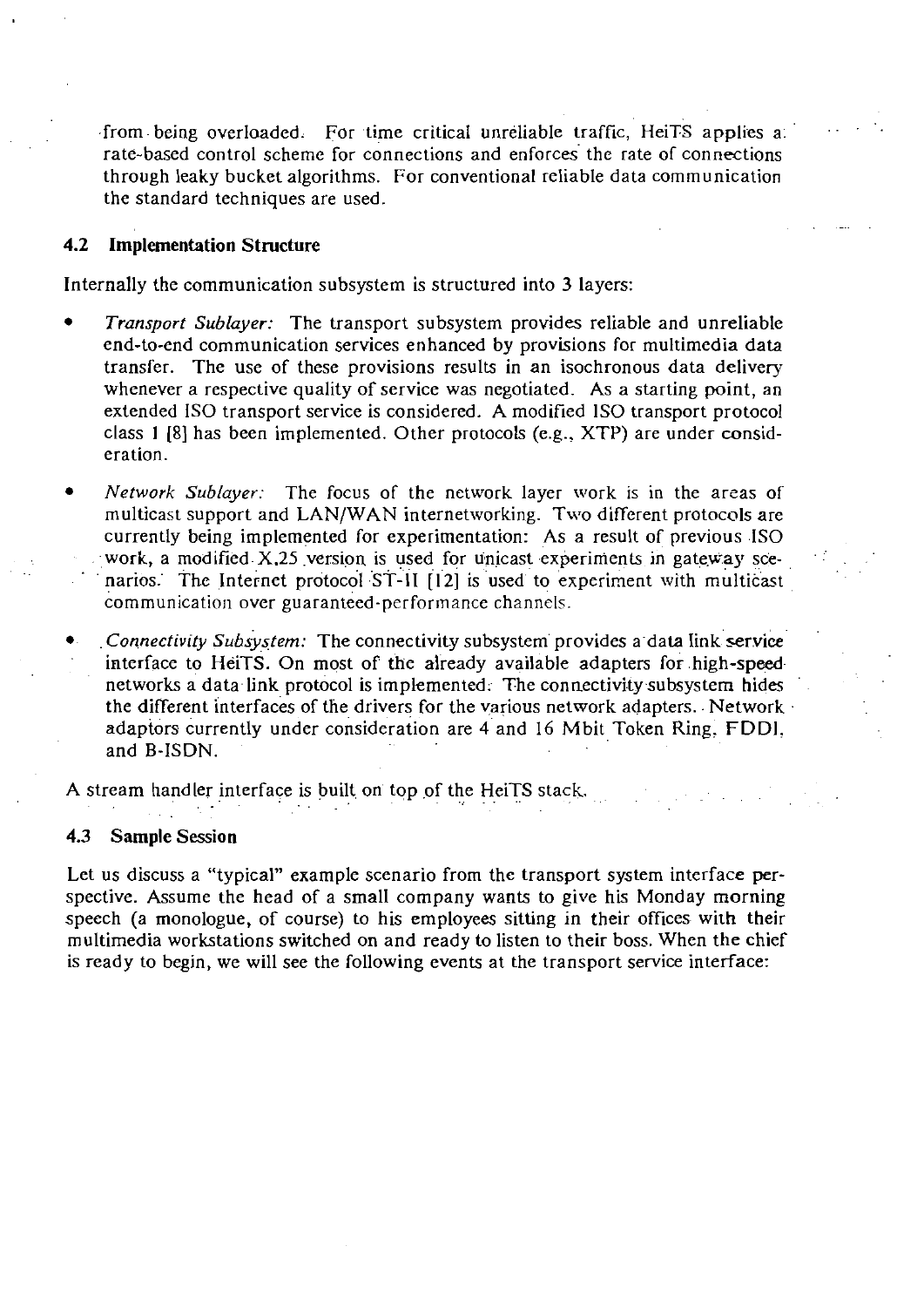from being overloaded. For time critical unreliable traffic, HeiTS applies a rate-based control scheme for connections and enforces the rate of connections through leaky bucket algorithms. For conventional reliable data communication the standard techniques are used.

### 4.2 Implementation Structure

Internally the communication subsystem is structured into 3 layers:

- *Transport Sublayer:* The transport subsystem provides reliable and unreliable end-to-end communication services enhanced by provisions for multimedia data transfer. The use of these provisions results in an isochronous data delivery whenever a respective quality of service was negotiated. As a starting point, an extended ISO transport service is considered. A modified ISO transport protocol class 1 [8] has been implemented. Other protocols (e.g., XTP) are under consideration.
- *Network Sublayer:* The focus of the network layer work is in the areas of multicast support and LAN/WAN internetworking. Two different protocols are currently being implemented for experimentation: As a result of previous ISO work, a modified X.25 version is used for unicast experiments in gateway scenarios. The Internet protocol ST-II [12] is used to experiment with multicast communication over guaranteed-performance channels.
- *Connectivity Subsystem:* The connectivity subsystem provides a data link service interface to HeiTS. On most of the already available adapters for high-speed networks a data link protocol is implemented. The connectivity subsystem hides the different interfaces of the drivers for the various network adapters. Network adaptors currently under consideration are 4 and 16 Mbit Token Ring, FDDI, and B-ISDN.

A stream handler interface is built on top of the HeiTS stack.

### 4.3 Sample Session

Let us discuss a "typical" example scenario from the transport system interface perspective. Assume the head of a small company wants to give his Monday morning speech (a monologue, of course) to his employees sitting in their offices with their multimedia workstations switched on and ready to listen to their boss. When the chief is ready to begin, we will see the following events at the transport service interface: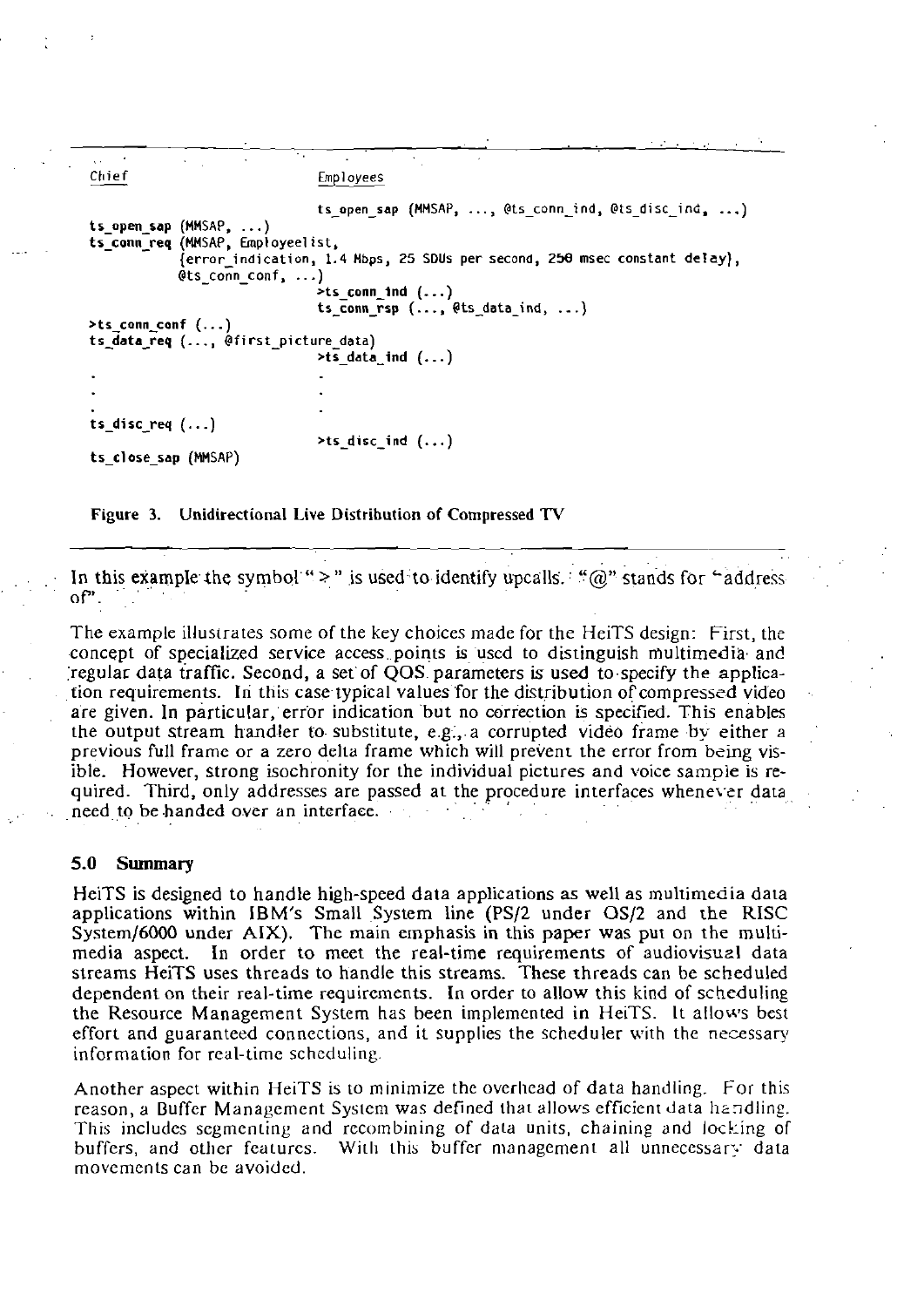```
Chief                           Employees

                                ts_open_sap (MMSAP, ..., @ts_conn_ind, @ts_disc_ind, ...)
ts_open_sap (MMSAP, ...)
ts_conn_req (MMSAP, Employeelist,
            {error_indication, 1.4 Mbps, 25 SDUs per second, 250 msec constant delay},
            @ts_conn_conf, ...)
                                >ts_conn_ind (...)
                                ts_conn_rsp (..., @ts_data_ind, ...)
>ts_conn_conf (...)
ts_data_req (..., @first_picture_data)
                                >ts_data_ind (...)
.                               .
.                               .
.                               .
ts_disc_req (...)
                                >ts_disc_ind (...)
ts_close_sap (MMSAP)
```

**Figure 3. Unidirectional Live Distribution of Compressed TV**

In this example the symbol ">" is used to identify upcalls. "@" stands for "address of".

The example illustrates some of the key choices made for the HeiTS design: First, the concept of specialized service access points is used to distinguish multimedia and regular data traffic. Second, a set of QOS parameters is used to specify the application requirements. In this case typical values for the distribution of compressed video are given. In particular, error indication but no correction is specified. This enables the output stream handler to substitute, e.g., a corrupted video frame by either a previous full frame or a zero delta frame which will prevent the error from being visible. However, strong isochronity for the individual pictures and voice sample is required. Third, only addresses are passed at the procedure interfaces whenever data need to be handed over an interface.

## 5.0 Summary

HeiTS is designed to handle high-speed data applications as well as multimedia data applications within IBM's Small System line (PS/2 under OS/2 and the RISC System/6000 under AIX). The main emphasis in this paper was put on the multimedia aspect. In order to meet the real-time requirements of audiovisual data streams HeiTS uses threads to handle this streams. These threads can be scheduled dependent on their real-time requirements. In order to allow this kind of scheduling the Resource Management System has been implemented in HeiTS. It allows best effort and guaranteed connections, and it supplies the scheduler with the necessary information for real-time scheduling.

Another aspect within HeiTS is to minimize the overhead of data handling. For this reason, a Buffer Management System was defined that allows efficient data handling. This includes segmenting and recombining of data units, chaining and locking of buffers, and other features. With this buffer management all unnecessary data movements can be avoided.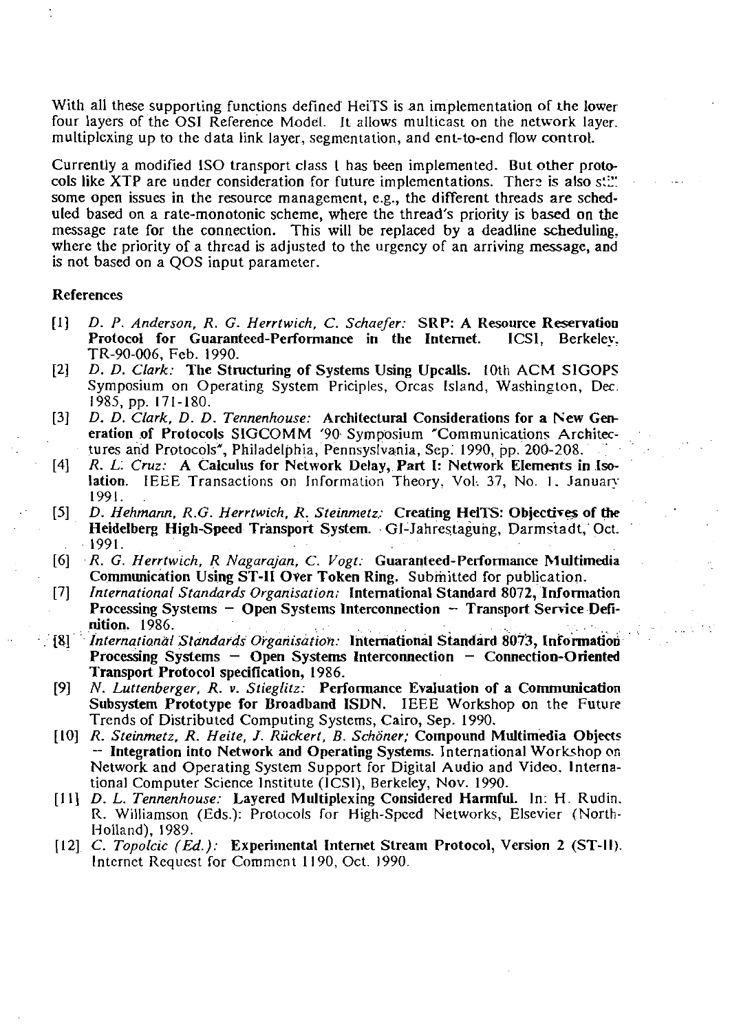With all these supporting functions defined HeiTS is an implementation of the lower four layers of the OSI Reference Model. It allows multicast on the network layer, multiplexing up to the data link layer, segmentation, and ent-to-end flow control.

Currently a modified ISO transport class 1 has been implemented. But other protocols like XTP are under consideration for future implementations. There is also still some open issues in the resource management, e.g., the different threads are scheduled based on a rate-monotonic scheme, where the thread's priority is based on the message rate for the connection. This will be replaced by a deadline scheduling, where the priority of a thread is adjusted to the urgency of an arriving message, and is not based on a QOS input parameter.

**References**

- [1] *D. P. Anderson, R. G. Herrtwich, C. Schaefer:* **SRP: A Resource Reservation Protocol for Guaranteed-Performance in the Internet.** ICSI, Berkeley, TR-90-006, Feb. 1990.
- [2] *D. D. Clark:* **The Structuring of Systems Using Upcalls.** 10th ACM SIGOPS Symposium on Operating System Pricipies, Orcas Island, Washington, Dec. 1985, pp. 171-180.
- [3] *D. D. Clark, D. D. Tennenhouse:* **Architectural Considerations for a New Generation of Protocols** SIGCOMM '90 Symposium "Communications Architectures and Protocols", Philadelphia, Pennsyslvania, Sep. 1990, pp. 200-208.
- [4] *R. L. Cruz:* **A Calculus for Network Delay, Part I: Network Elements in Isolation.** IEEE Transactions on Information Theory, Vol. 37, No. 1, January 1991.
- [5] *D. Hehmann, R.G. Herrtwich, R. Steinmetz:* **Creating HeITS: Objectives of the Heidelberg High-Speed Transport System.** GI-Jahrestagung, Darmstadt, Oct. 1991.
- [6] *R. G. Herrtwich, R Nagarajan, C. Vogt:* **Guaranteed-Performance Multimedia Communication Using ST-II Over Token Ring.** Submitted for publication.
- [7] *International Standards Organisation:* **International Standard 8072, Information Processing Systems – Open Systems Interconnection – Transport Service Definition.** 1986.
- [8] *International Standards Organisation:* **International Standard 8073, Information Processing Systems – Open Systems Interconnection – Connection-Oriented Transport Protocol specification,** 1986.
- [9] *N. Luttenberger, R. v. Stieglitz:* **Performance Evaluation of a Communication Subsystem Prototype for Broadband ISDN.** IEEE Workshop on the Future Trends of Distributed Computing Systems, Cairo, Sep. 1990.
- [10] *R. Steinmetz, R. Heite, J. Rückert, B. Schöner;* **Compound Multimedia Objects – Integration into Network and Operating Systems.** International Workshop on Network and Operating System Support for Digital Audio and Video. International Computer Science Institute (ICSI), Berkeley, Nov. 1990.
- [11] *D. L. Tennenhouse:* **Layered Multiplexing Considered Harmful.** In: H. Rudin, R. Williamson (Eds.): Protocols for High-Speed Networks, Elsevier (North-Holland), 1989.
- [12] *C. Topolcic (Ed.):* **Experimental Internet Stream Protocol, Version 2 (ST-II).** Internet Request for Comment 1190, Oct. 1990.